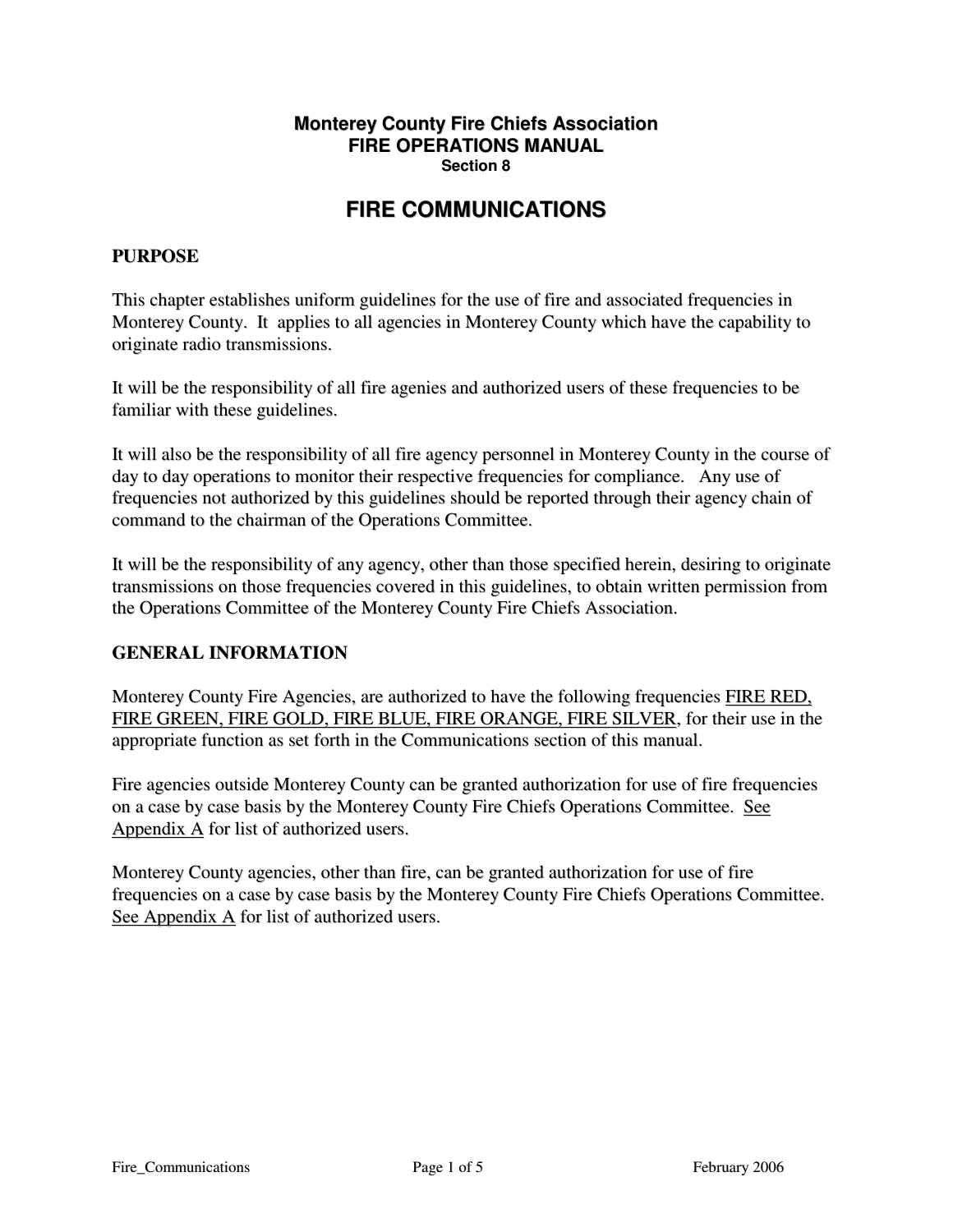**Monterey County Fire Chiefs Association**
**FIRE OPERATIONS MANUAL**
**Section 8**

# FIRE COMMUNICATIONS

## PURPOSE

This chapter establishes uniform guidelines for the use of fire and associated frequencies in Monterey County. It applies to all agencies in Monterey County which have the capability to originate radio transmissions.

It will be the responsibility of all fire agenies and authorized users of these frequencies to be familiar with these guidelines.

It will also be the responsibility of all fire agency personnel in Monterey County in the course of day to day operations to monitor their respective frequencies for compliance. Any use of frequencies not authorized by this guidelines should be reported through their agency chain of command to the chairman of the Operations Committee.

It will be the responsibility of any agency, other than those specified herein, desiring to originate transmissions on those frequencies covered in this guidelines, to obtain written permission from the Operations Committee of the Monterey County Fire Chiefs Association.

## GENERAL INFORMATION

Monterey County Fire Agencies, are authorized to have the following frequencies FIRE RED, FIRE GREEN, FIRE GOLD, FIRE BLUE, FIRE ORANGE, FIRE SILVER, for their use in the appropriate function as set forth in the Communications section of this manual.

Fire agencies outside Monterey County can be granted authorization for use of fire frequencies on a case by case basis by the Monterey County Fire Chiefs Operations Committee. See Appendix A for list of authorized users.

Monterey County agencies, other than fire, can be granted authorization for use of fire frequencies on a case by case basis by the Monterey County Fire Chiefs Operations Committee. See Appendix A for list of authorized users.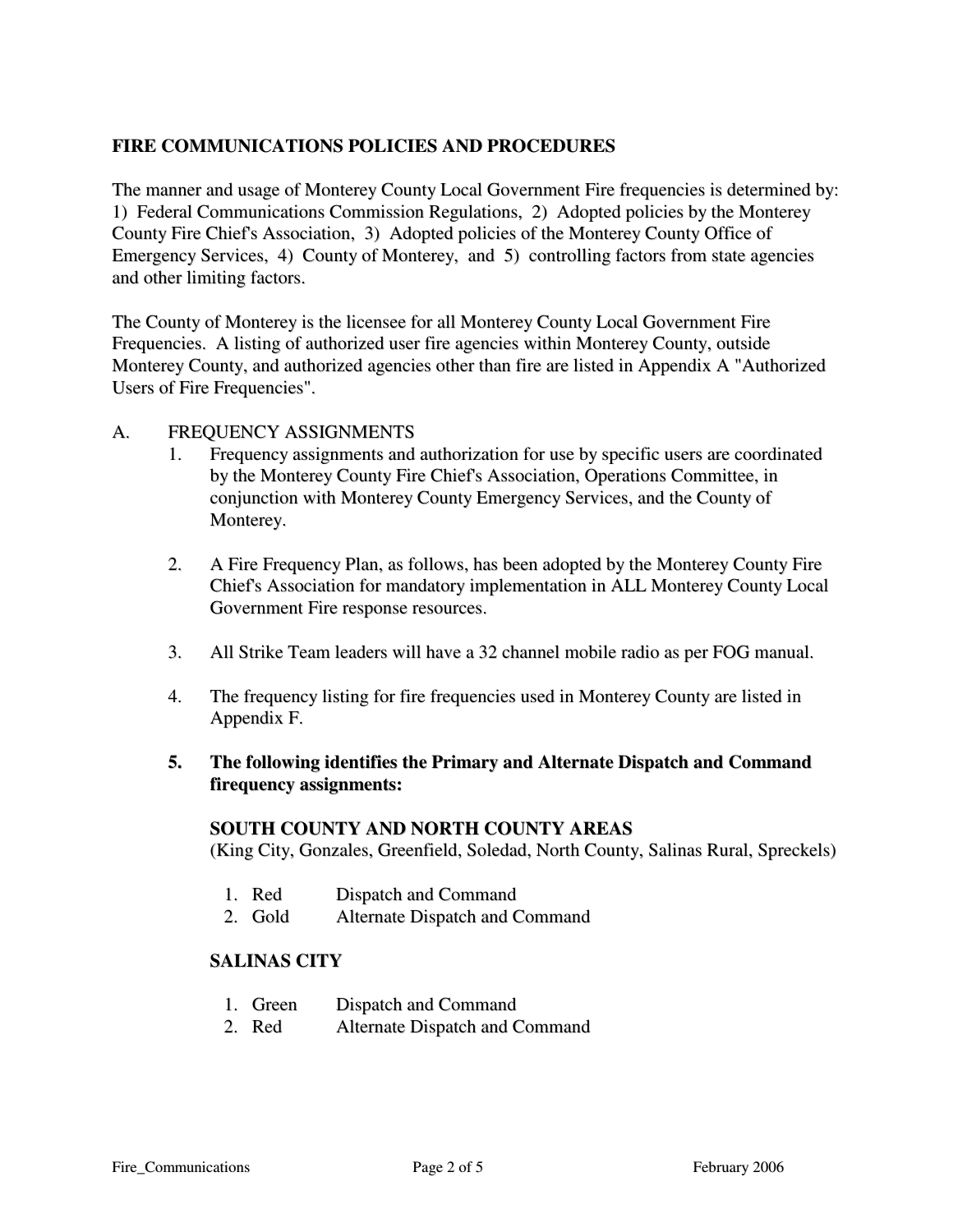**FIRE COMMUNICATIONS POLICIES AND PROCEDURES**

The manner and usage of Monterey County Local Government Fire frequencies is determined by: 1) Federal Communications Commission Regulations, 2) Adopted policies by the Monterey County Fire Chief's Association, 3) Adopted policies of the Monterey County Office of Emergency Services, 4) County of Monterey, and 5) controlling factors from state agencies and other limiting factors.

The County of Monterey is the licensee for all Monterey County Local Government Fire Frequencies. A listing of authorized user fire agencies within Monterey County, outside Monterey County, and authorized agencies other than fire are listed in Appendix A "Authorized Users of Fire Frequencies".

A. FREQUENCY ASSIGNMENTS

1. Frequency assignments and authorization for use by specific users are coordinated by the Monterey County Fire Chief's Association, Operations Committee, in conjunction with Monterey County Emergency Services, and the County of Monterey.

2. A Fire Frequency Plan, as follows, has been adopted by the Monterey County Fire Chief's Association for mandatory implementation in ALL Monterey County Local Government Fire response resources.

3. All Strike Team leaders will have a 32 channel mobile radio as per FOG manual.

4. The frequency listing for fire frequencies used in Monterey County are listed in Appendix F.

5. **The following identifies the Primary and Alternate Dispatch and Command firequency assignments:**

   **SOUTH COUNTY AND NORTH COUNTY AREAS**
   (King City, Gonzales, Greenfield, Soledad, North County, Salinas Rural, Spreckels)

   1. Red Dispatch and Command
   2. Gold Alternate Dispatch and Command

   **SALINAS CITY**

   1. Green Dispatch and Command
   2. Red Alternate Dispatch and Command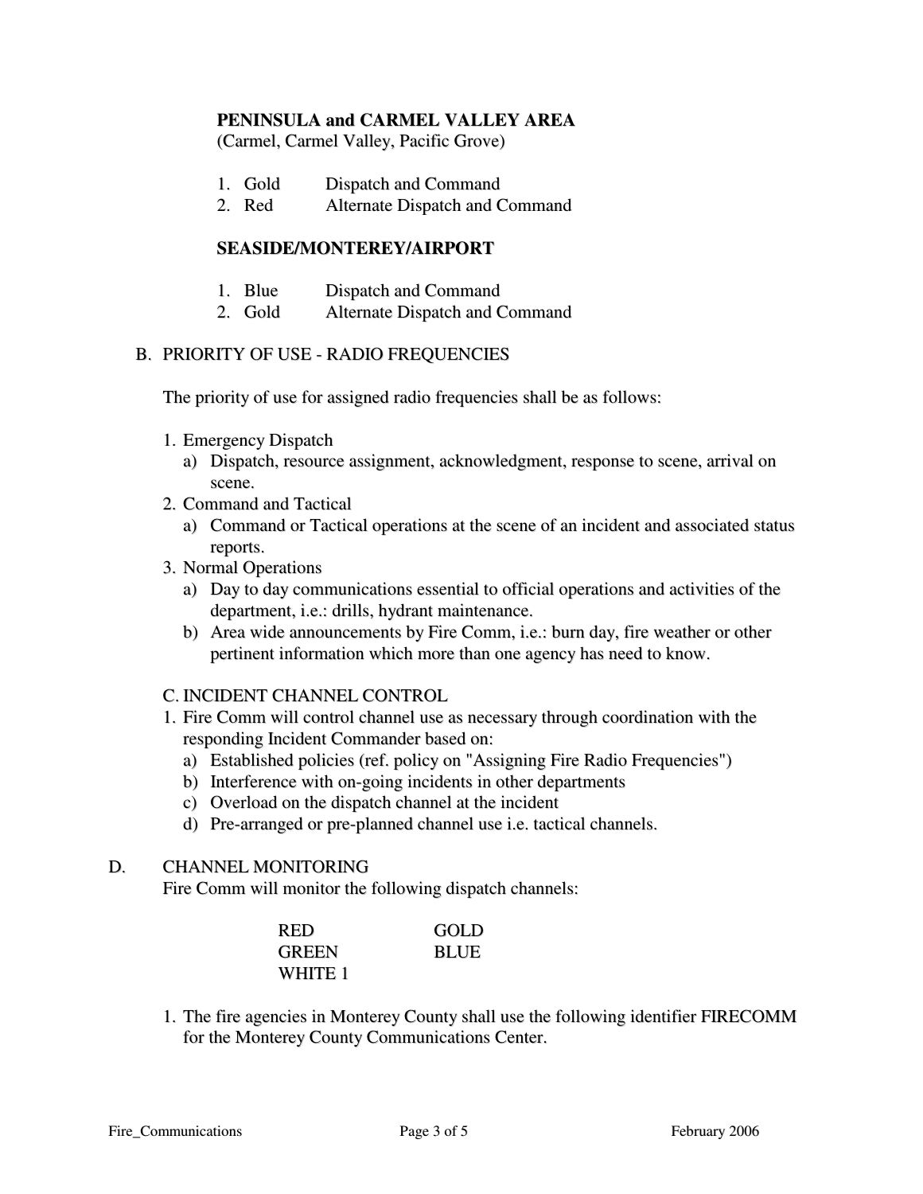**PENINSULA and CARMEL VALLEY AREA**
(Carmel, Carmel Valley, Pacific Grove)

1. Gold — Dispatch and Command
2. Red — Alternate Dispatch and Command

**SEASIDE/MONTEREY/AIRPORT**

1. Blue — Dispatch and Command
2. Gold — Alternate Dispatch and Command

B. PRIORITY OF USE - RADIO FREQUENCIES

The priority of use for assigned radio frequencies shall be as follows:

1. Emergency Dispatch
   a) Dispatch, resource assignment, acknowledgment, response to scene, arrival on scene.
2. Command and Tactical
   a) Command or Tactical operations at the scene of an incident and associated status reports.
3. Normal Operations
   a) Day to day communications essential to official operations and activities of the department, i.e.: drills, hydrant maintenance.
   b) Area wide announcements by Fire Comm, i.e.: burn day, fire weather or other pertinent information which more than one agency has need to know.

C. INCIDENT CHANNEL CONTROL

1. Fire Comm will control channel use as necessary through coordination with the responding Incident Commander based on:
   a) Established policies (ref. policy on "Assigning Fire Radio Frequencies")
   b) Interference with on-going incidents in other departments
   c) Overload on the dispatch channel at the incident
   d) Pre-arranged or pre-planned channel use i.e. tactical channels.

D. CHANNEL MONITORING

Fire Comm will monitor the following dispatch channels:

| | |
|---|---|
| RED | GOLD |
| GREEN | BLUE |
| WHITE 1 | |

1. The fire agencies in Monterey County shall use the following identifier FIRECOMM for the Monterey County Communications Center.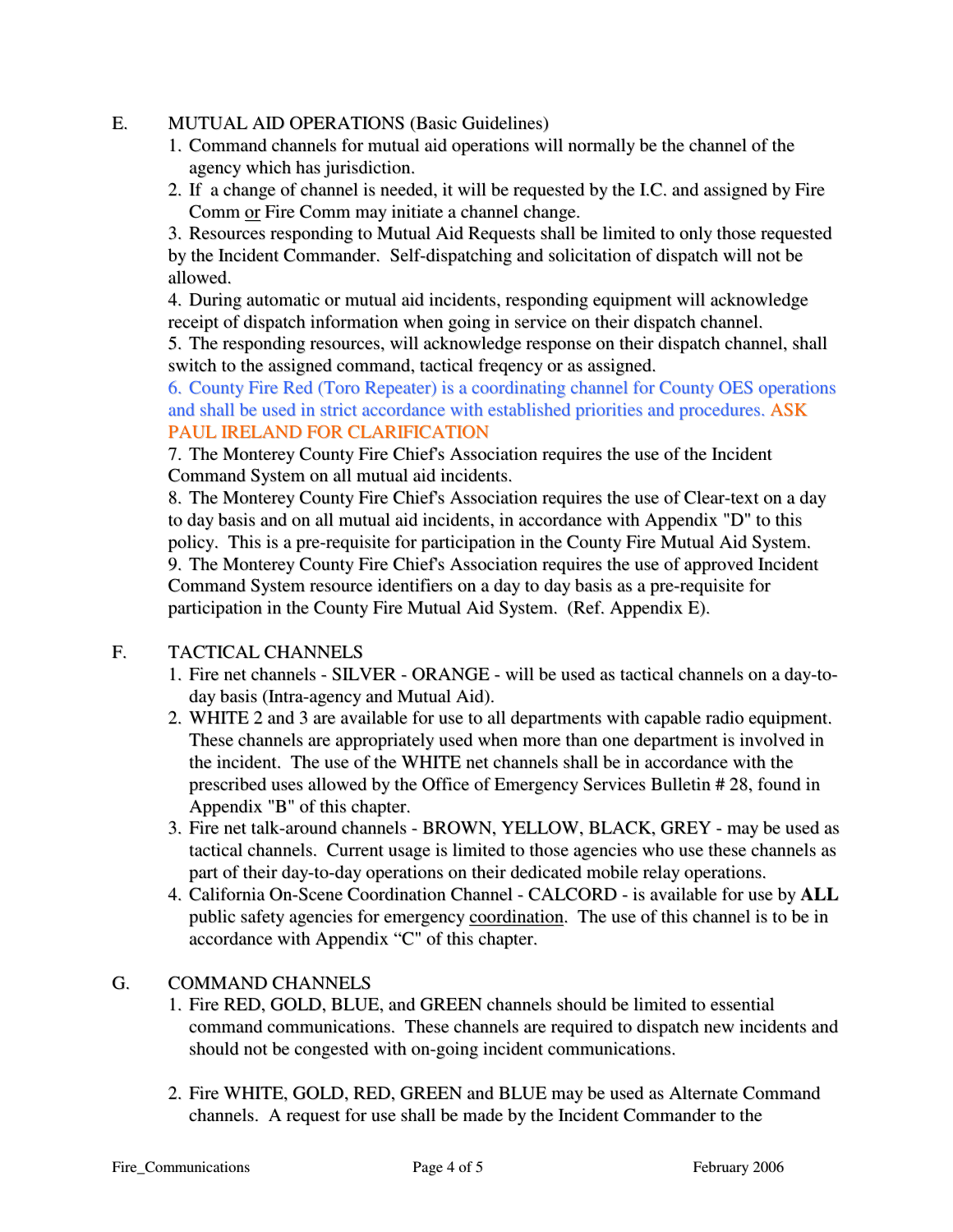E. MUTUAL AID OPERATIONS (Basic Guidelines)

1. Command channels for mutual aid operations will normally be the channel of the agency which has jurisdiction.
2. If a change of channel is needed, it will be requested by the I.C. and assigned by Fire Comm or Fire Comm may initiate a channel change.
3. Resources responding to Mutual Aid Requests shall be limited to only those requested by the Incident Commander. Self-dispatching and solicitation of dispatch will not be allowed.
4. During automatic or mutual aid incidents, responding equipment will acknowledge receipt of dispatch information when going in service on their dispatch channel.
5. The responding resources, will acknowledge response on their dispatch channel, shall switch to the assigned command, tactical freqency or as assigned.
6. County Fire Red (Toro Repeater) is a coordinating channel for County OES operations and shall be used in strict accordance with established priorities and procedures. ASK PAUL IRELAND FOR CLARIFICATION
7. The Monterey County Fire Chief's Association requires the use of the Incident Command System on all mutual aid incidents.
8. The Monterey County Fire Chief's Association requires the use of Clear-text on a day to day basis and on all mutual aid incidents, in accordance with Appendix "D" to this policy. This is a pre-requisite for participation in the County Fire Mutual Aid System.
9. The Monterey County Fire Chief's Association requires the use of approved Incident Command System resource identifiers on a day to day basis as a pre-requisite for participation in the County Fire Mutual Aid System. (Ref. Appendix E).

F. TACTICAL CHANNELS

1. Fire net channels - SILVER - ORANGE - will be used as tactical channels on a day-to-day basis (Intra-agency and Mutual Aid).
2. WHITE 2 and 3 are available for use to all departments with capable radio equipment. These channels are appropriately used when more than one department is involved in the incident. The use of the WHITE net channels shall be in accordance with the prescribed uses allowed by the Office of Emergency Services Bulletin # 28, found in Appendix "B" of this chapter.
3. Fire net talk-around channels - BROWN, YELLOW, BLACK, GREY - may be used as tactical channels. Current usage is limited to those agencies who use these channels as part of their day-to-day operations on their dedicated mobile relay operations.
4. California On-Scene Coordination Channel - CALCORD - is available for use by **ALL** public safety agencies for emergency coordination. The use of this channel is to be in accordance with Appendix "C" of this chapter.

G. COMMAND CHANNELS

1. Fire RED, GOLD, BLUE, and GREEN channels should be limited to essential command communications. These channels are required to dispatch new incidents and should not be congested with on-going incident communications.
2. Fire WHITE, GOLD, RED, GREEN and BLUE may be used as Alternate Command channels. A request for use shall be made by the Incident Commander to the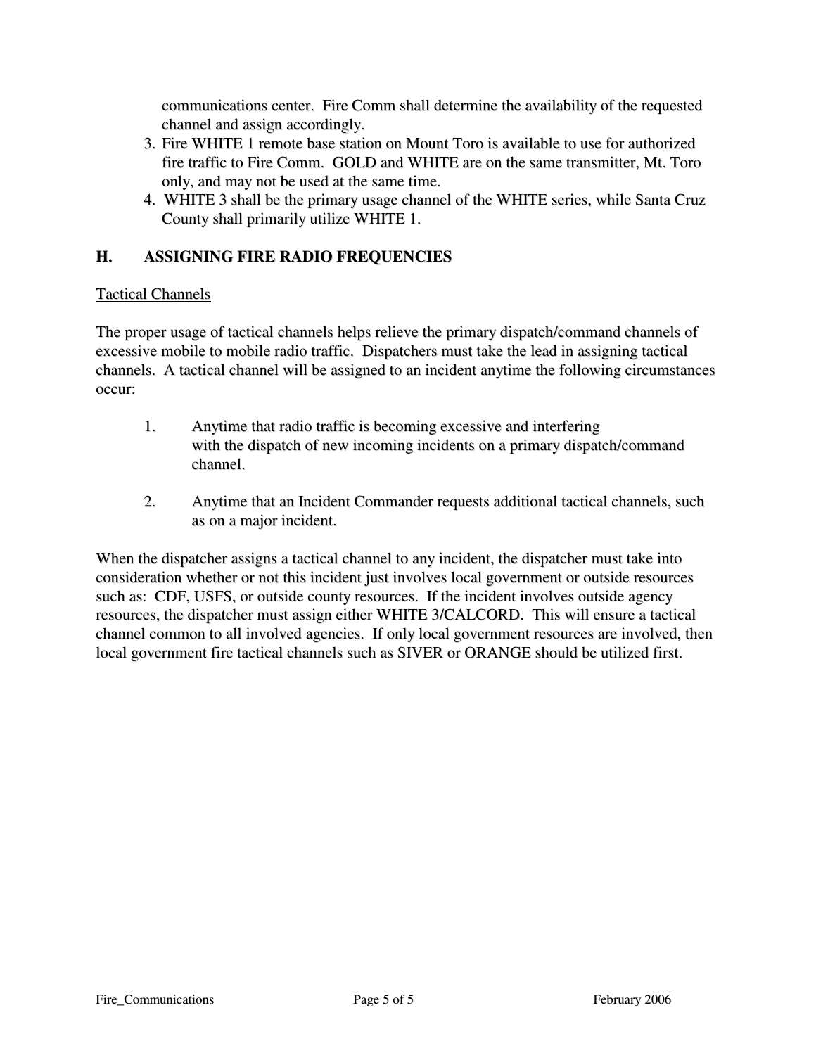communications center. Fire Comm shall determine the availability of the requested channel and assign accordingly.

3. Fire WHITE 1 remote base station on Mount Toro is available to use for authorized fire traffic to Fire Comm. GOLD and WHITE are on the same transmitter, Mt. Toro only, and may not be used at the same time.
4. WHITE 3 shall be the primary usage channel of the WHITE series, while Santa Cruz County shall primarily utilize WHITE 1.

## H. ASSIGNING FIRE RADIO FREQUENCIES

Tactical Channels

The proper usage of tactical channels helps relieve the primary dispatch/command channels of excessive mobile to mobile radio traffic. Dispatchers must take the lead in assigning tactical channels. A tactical channel will be assigned to an incident anytime the following circumstances occur:

1. Anytime that radio traffic is becoming excessive and interfering with the dispatch of new incoming incidents on a primary dispatch/command channel.

2. Anytime that an Incident Commander requests additional tactical channels, such as on a major incident.

When the dispatcher assigns a tactical channel to any incident, the dispatcher must take into consideration whether or not this incident just involves local government or outside resources such as: CDF, USFS, or outside county resources. If the incident involves outside agency resources, the dispatcher must assign either WHITE 3/CALCORD. This will ensure a tactical channel common to all involved agencies. If only local government resources are involved, then local government fire tactical channels such as SIVER or ORANGE should be utilized first.